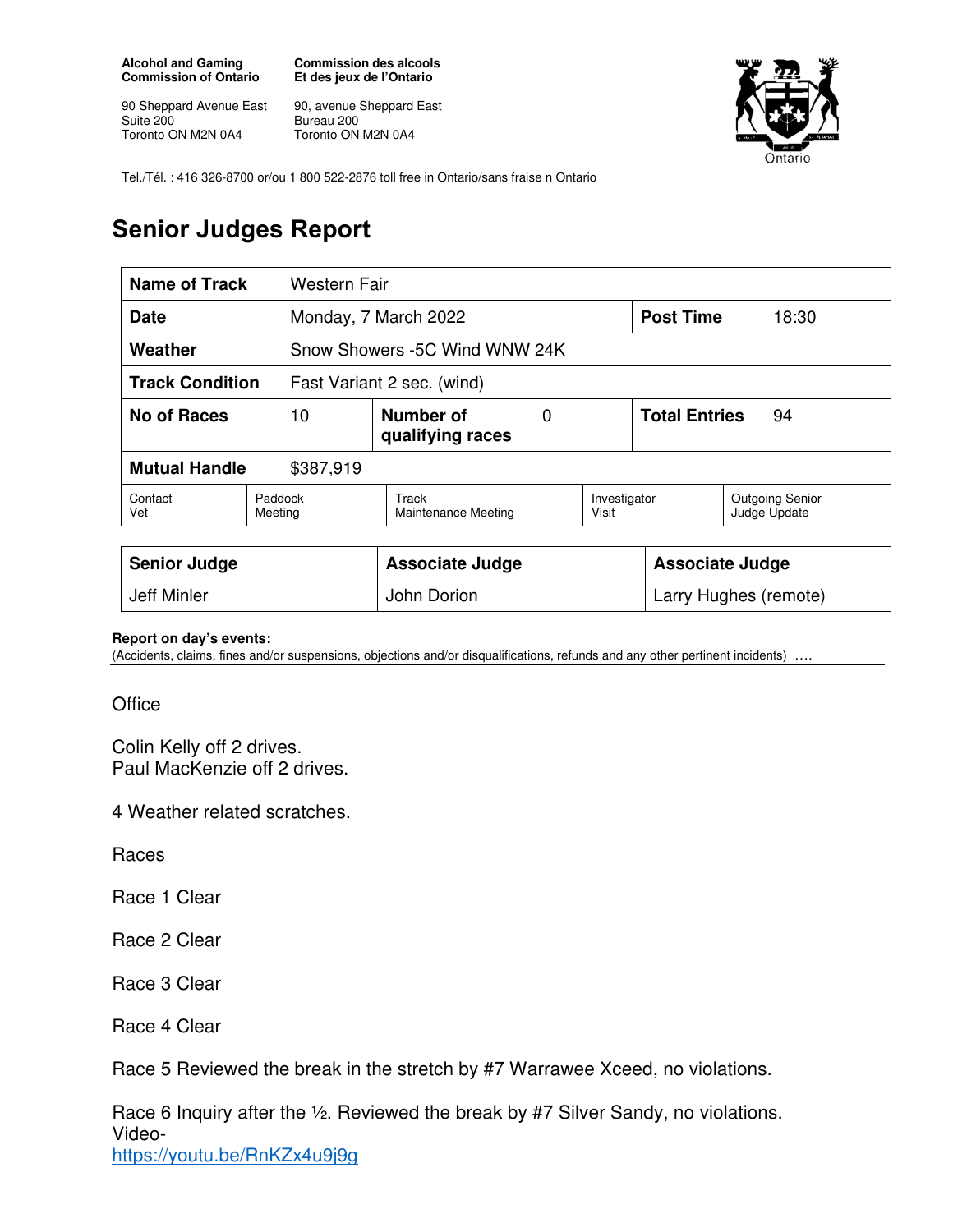**Alcohol and Gaming Commission of Ontario**

90 Sheppard Avenue East
Suite 200
Toronto ON M2N 0A4

**Commission des alcools Et des jeux de l'Ontario**

90, avenue Sheppard East
Bureau 200
Toronto ON M2N 0A4

Tel./Tél. : 416 326-8700 or/ou 1 800 522-2876 toll free in Ontario/sans fraise n Ontario

# Senior Judges Report

| **Name of Track** | Western Fair | | | | |
|---|---|---|---|---|---|
| **Date** | Monday, 7 March 2022 | | | **Post Time** | 18:30 |
| **Weather** | Snow Showers -5C Wind WNW 24K | | | | |
| **Track Condition** | Fast Variant 2 sec. (wind) | | | | |
| **No of Races** | 10 | **Number of qualifying races** | 0 | **Total Entries** | 94 |
| **Mutual Handle** | $387,919 | | | | |
| Contact Vet | Paddock Meeting | Track Maintenance Meeting | Investigator Visit | Outgoing Senior Judge Update | |

| **Senior Judge** | **Associate Judge** | **Associate Judge** |
|---|---|---|
| Jeff Minler | John Dorion | Larry Hughes (remote) |

**Report on day's events:**
(Accidents, claims, fines and/or suspensions, objections and/or disqualifications, refunds and any other pertinent incidents) ….

Office

Colin Kelly off 2 drives.
Paul MacKenzie off 2 drives.

4 Weather related scratches.

Races

Race 1 Clear

Race 2 Clear

Race 3 Clear

Race 4 Clear

Race 5 Reviewed the break in the stretch by #7 Warrawee Xceed, no violations.

Race 6 Inquiry after the ½. Reviewed the break by #7 Silver Sandy, no violations.
Video-
https://youtu.be/RnKZx4u9j9g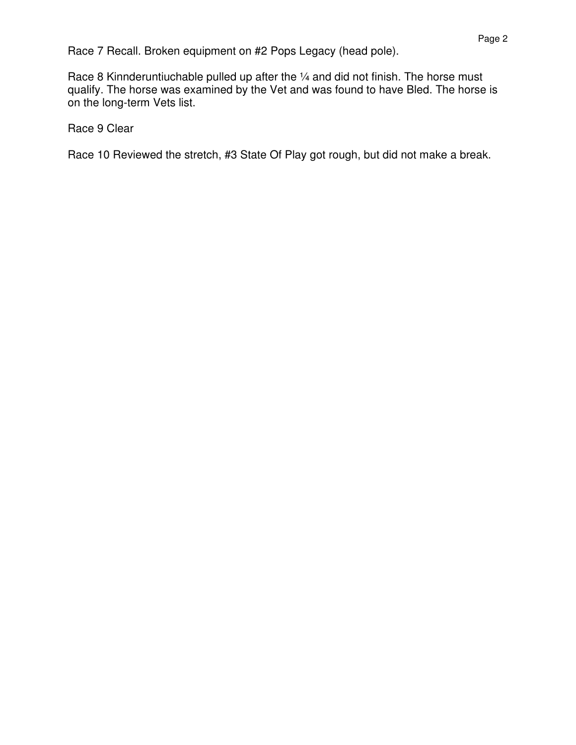Race 7 Recall. Broken equipment on #2 Pops Legacy (head pole).

Race 8 Kinnderuntiuchable pulled up after the ¼ and did not finish. The horse must qualify. The horse was examined by the Vet and was found to have Bled. The horse is on the long-term Vets list.

Race 9 Clear

Race 10 Reviewed the stretch, #3 State Of Play got rough, but did not make a break.